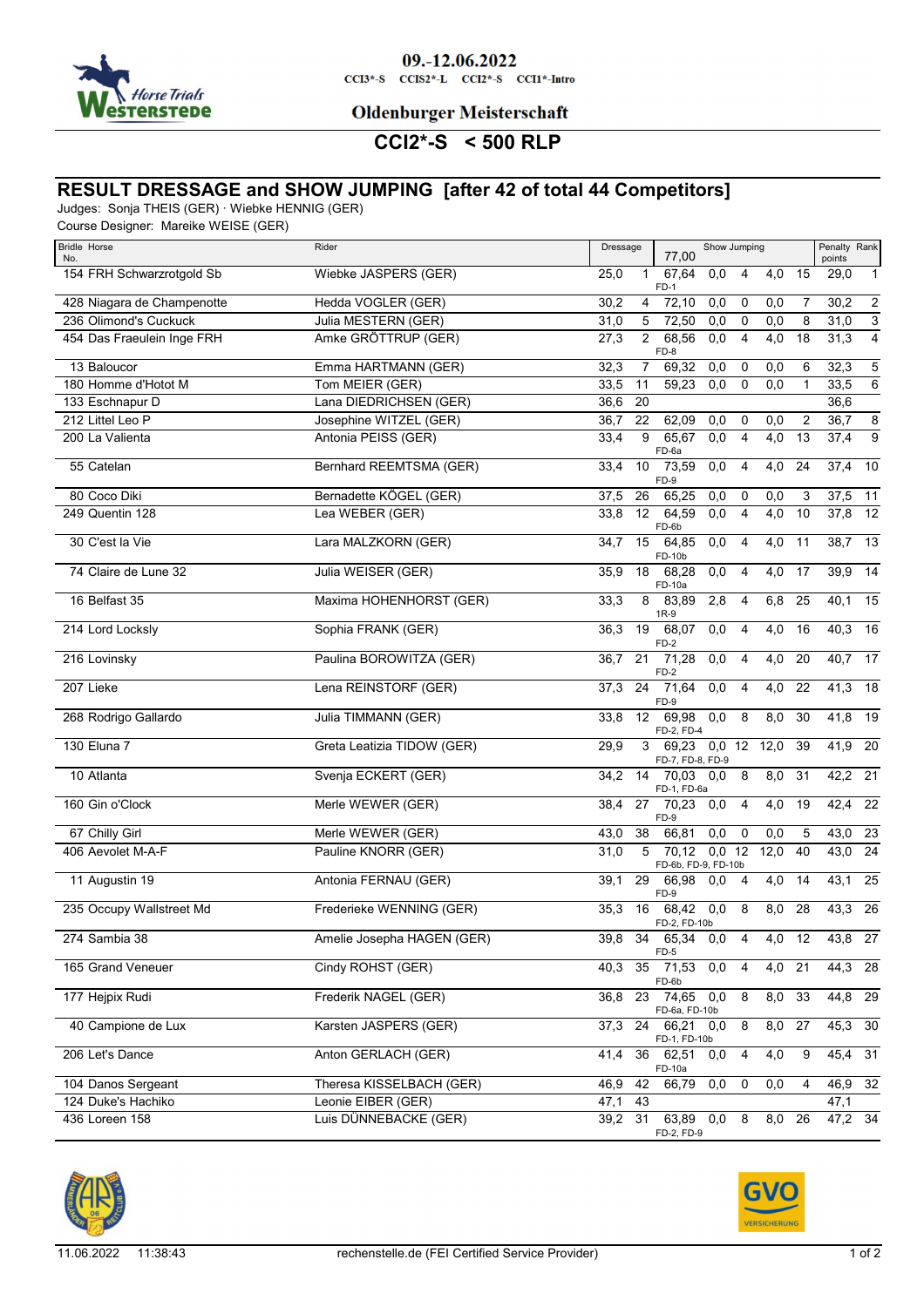09.-12.06.2022

CCI3*-S CCIS2*-L CCI2*-S CCI1*-Intro

**Oldenburger Meisterschaft**

## CCI2*-S < 500 RLP

## RESULT DRESSAGE and SHOW JUMPING [after 42 of total 44 Competitors]

Judges: Sonja THEIS (GER) · Wiebke HENNIG (GER)

Course Designer: Mareike WEISE (GER)

| Bridle No. | Horse | Rider | Dressage | | Show Jumping 77,00 | | | | | Penalty points | Rank |
|---|---|---|---|---|---|---|---|---|---|---|---|
| 154 | FRH Schwarzrotgold Sb | Wiebke JASPERS (GER) | 25,0 | 1 | 67,64 FD-1 | 0,0 | 4 | 4,0 | 15 | 29,0 | 1 |
| 428 | Niagara de Champenotte | Hedda VOGLER (GER) | 30,2 | 4 | 72,10 | 0,0 | 0 | 0,0 | 7 | 30,2 | 2 |
| 236 | Olimond's Cuckuck | Julia MESTERN (GER) | 31,0 | 5 | 72,50 | 0,0 | 0 | 0,0 | 8 | 31,0 | 3 |
| 454 | Das Fraeulein Inge FRH | Amke GRÖTTRUP (GER) | 27,3 | 2 | 68,56 FD-8 | 0,0 | 4 | 4,0 | 18 | 31,3 | 4 |
| 13 | Baloucor | Emma HARTMANN (GER) | 32,3 | 7 | 69,32 | 0,0 | 0 | 0,0 | 6 | 32,3 | 5 |
| 180 | Homme d'Hotot M | Tom MEIER (GER) | 33,5 | 11 | 59,23 | 0,0 | 0 | 0,0 | 1 | 33,5 | 6 |
| 133 | Eschnapur D | Lana DIEDRICHSEN (GER) | 36,6 | 20 | | | | | | 36,6 | |
| 212 | Littel Leo P | Josephine WITZEL (GER) | 36,7 | 22 | 62,09 | 0,0 | 0 | 0,0 | 2 | 36,7 | 8 |
| 200 | La Valienta | Antonia PEISS (GER) | 33,4 | 9 | 65,67 FD-6a | 0,0 | 4 | 4,0 | 13 | 37,4 | 9 |
| 55 | Catelan | Bernhard REEMTSMA (GER) | 33,4 | 10 | 73,59 FD-9 | 0,0 | 4 | 4,0 | 24 | 37,4 | 10 |
| 80 | Coco Diki | Bernadette KÖGEL (GER) | 37,5 | 26 | 65,25 | 0,0 | 0 | 0,0 | 3 | 37,5 | 11 |
| 249 | Quentin 128 | Lea WEBER (GER) | 33,8 | 12 | 64,59 FD-6b | 0,0 | 4 | 4,0 | 10 | 37,8 | 12 |
| 30 | C'est la Vie | Lara MALZKORN (GER) | 34,7 | 15 | 64,85 FD-10b | 0,0 | 4 | 4,0 | 11 | 38,7 | 13 |
| 74 | Claire de Lune 32 | Julia WEISER (GER) | 35,9 | 18 | 68,28 FD-10a | 0,0 | 4 | 4,0 | 17 | 39,9 | 14 |
| 16 | Belfast 35 | Maxima HOHENHORST (GER) | 33,3 | 8 | 83,89 1R-9 | 2,8 | 4 | 6,8 | 25 | 40,1 | 15 |
| 214 | Lord Locksly | Sophia FRANK (GER) | 36,3 | 19 | 68,07 FD-2 | 0,0 | 4 | 4,0 | 16 | 40,3 | 16 |
| 216 | Lovinsky | Paulina BOROWITZA (GER) | 36,7 | 21 | 71,28 FD-2 | 0,0 | 4 | 4,0 | 20 | 40,7 | 17 |
| 207 | Lieke | Lena REINSTORF (GER) | 37,3 | 24 | 71,64 FD-9 | 0,0 | 4 | 4,0 | 22 | 41,3 | 18 |
| 268 | Rodrigo Gallardo | Julia TIMMANN (GER) | 33,8 | 12 | 69,98 FD-2, FD-4 | 0,0 | 8 | 8,0 | 30 | 41,8 | 19 |
| 130 | Eluna 7 | Greta Leatizia TIDOW (GER) | 29,9 | 3 | 69,23 FD-7, FD-8, FD-9 | 0,0 | 12 | 12,0 | 39 | 41,9 | 20 |
| 10 | Atlanta | Svenja ECKERT (GER) | 34,2 | 14 | 70,03 FD-1, FD-6a | 0,0 | 8 | 8,0 | 31 | 42,2 | 21 |
| 160 | Gin o'Clock | Merle WEWER (GER) | 38,4 | 27 | 70,23 FD-9 | 0,0 | 4 | 4,0 | 19 | 42,4 | 22 |
| 67 | Chilly Girl | Merle WEWER (GER) | 43,0 | 38 | 66,81 | 0,0 | 0 | 0,0 | 5 | 43,0 | 23 |
| 406 | Aevolet M-A-F | Pauline KNORR (GER) | 31,0 | 5 | 70,12 FD-6b, FD-9, FD-10b | 0,0 | 12 | 12,0 | 40 | 43,0 | 24 |
| 11 | Augustin 19 | Antonia FERNAU (GER) | 39,1 | 29 | 66,98 FD-9 | 0,0 | 4 | 4,0 | 14 | 43,1 | 25 |
| 235 | Occupy Wallstreet Md | Frederieke WENNING (GER) | 35,3 | 16 | 68,42 FD-2, FD-10b | 0,0 | 8 | 8,0 | 28 | 43,3 | 26 |
| 274 | Sambia 38 | Amelie Josepha HAGEN (GER) | 39,8 | 34 | 65,34 FD-5 | 0,0 | 4 | 4,0 | 12 | 43,8 | 27 |
| 165 | Grand Veneuer | Cindy ROHST (GER) | 40,3 | 35 | 71,53 FD-6b | 0,0 | 4 | 4,0 | 21 | 44,3 | 28 |
| 177 | Hejpix Rudi | Frederik NAGEL (GER) | 36,8 | 23 | 74,65 FD-6a, FD-10b | 0,0 | 8 | 8,0 | 33 | 44,8 | 29 |
| 40 | Campione de Lux | Karsten JASPERS (GER) | 37,3 | 24 | 66,21 FD-1, FD-10b | 0,0 | 8 | 8,0 | 27 | 45,3 | 30 |
| 206 | Let's Dance | Anton GERLACH (GER) | 41,4 | 36 | 62,51 FD-10a | 0,0 | 4 | 4,0 | 9 | 45,4 | 31 |
| 104 | Danos Sergeant | Theresa KISSELBACH (GER) | 46,9 | 42 | 66,79 | 0,0 | 0 | 0,0 | 4 | 46,9 | 32 |
| 124 | Duke's Hachiko | Leonie EIBER (GER) | 47,1 | 43 | | | | | | 47,1 | |
| 436 | Loreen 158 | Luis DÜNNEBACKE (GER) | 39,2 | 31 | 63,89 FD-2, FD-9 | 0,0 | 8 | 8,0 | 26 | 47,2 | 34 |

11.06.2022 11:38:43 rechenstelle.de (FEI Certified Service Provider)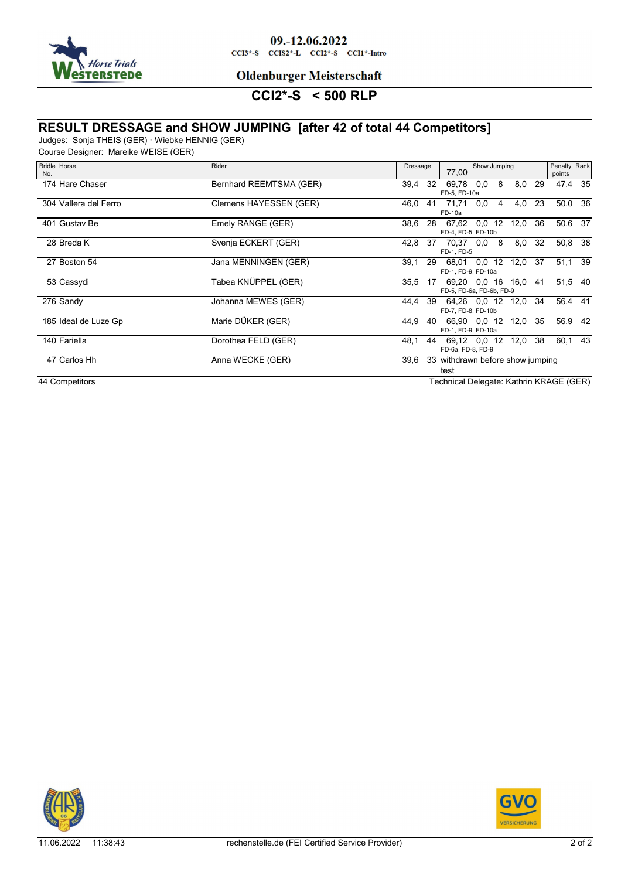09.-12.06.2022

CCI3*-S CCIS2*-L CCI2*-S CCI1*-Intro

Oldenburger Meisterschaft

## CCI2*-S < 500 RLP

## RESULT DRESSAGE and SHOW JUMPING [after 42 of total 44 Competitors]

Judges: Sonja THEIS (GER) · Wiebke HENNIG (GER)

Course Designer: Mareike WEISE (GER)

| Bridle No. | Horse | Rider | Dressage | | Show Jumping 77,00 | | | | | Penalty points | Rank |
|---|---|---|---|---|---|---|---|---|---|---|---|
| 174 | Hare Chaser | Bernhard REEMTSMA (GER) | 39,4 | 32 | 69,78 FD-5, FD-10a | 0,0 | 8 | 8,0 | 29 | 47,4 | 35 |
| 304 | Vallera del Ferro | Clemens HAYESSEN (GER) | 46,0 | 41 | 71,71 FD-10a | 0,0 | 4 | 4,0 | 23 | 50,0 | 36 |
| 401 | Gustav Be | Emely RANGE (GER) | 38,6 | 28 | 67,62 FD-4, FD-5, FD-10b | 0,0 | 12 | 12,0 | 36 | 50,6 | 37 |
| 28 | Breda K | Svenja ECKERT (GER) | 42,8 | 37 | 70,37 FD-1, FD-5 | 0,0 | 8 | 8,0 | 32 | 50,8 | 38 |
| 27 | Boston 54 | Jana MENNINGEN (GER) | 39,1 | 29 | 68,01 FD-1, FD-9, FD-10a | 0,0 | 12 | 12,0 | 37 | 51,1 | 39 |
| 53 | Cassydi | Tabea KNÜPPEL (GER) | 35,5 | 17 | 69,20 FD-5, FD-6a, FD-6b, FD-9 | 0,0 | 16 | 16,0 | 41 | 51,5 | 40 |
| 276 | Sandy | Johanna MEWES (GER) | 44,4 | 39 | 64,26 FD-7, FD-8, FD-10b | 0,0 | 12 | 12,0 | 34 | 56,4 | 41 |
| 185 | Ideal de Luze Gp | Marie DÜKER (GER) | 44,9 | 40 | 66,90 FD-1, FD-9, FD-10a | 0,0 | 12 | 12,0 | 35 | 56,9 | 42 |
| 140 | Fariella | Dorothea FELD (GER) | 48,1 | 44 | 69,12 FD-6a, FD-8, FD-9 | 0,0 | 12 | 12,0 | 38 | 60,1 | 43 |
| 47 | Carlos Hh | Anna WECKE (GER) | 39,6 | 33 | withdrawn before show jumping test | | | | | | |

44 Competitors

Technical Delegate: Kathrin KRAGE (GER)

11.06.2022 11:38:43 rechenstelle.de (FEI Certified Service Provider)